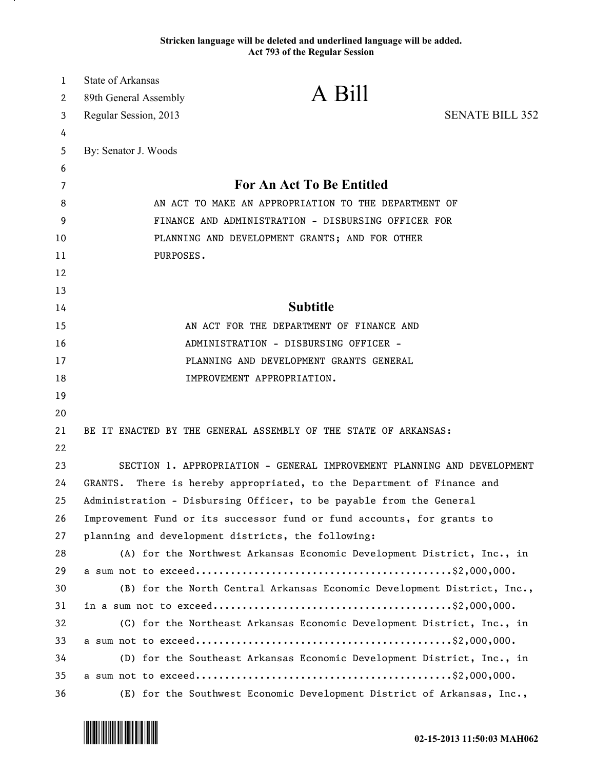Stricken language will be deleted and underlined language will be added.
Act 793 of the Regular Session

State of Arkansas
89th General Assembly
Regular Session, 2013

# A Bill

SENATE BILL 352

By: Senator J. Woods

## For An Act To Be Entitled

AN ACT TO MAKE AN APPROPRIATION TO THE DEPARTMENT OF FINANCE AND ADMINISTRATION - DISBURSING OFFICER FOR PLANNING AND DEVELOPMENT GRANTS; AND FOR OTHER PURPOSES.

## Subtitle

AN ACT FOR THE DEPARTMENT OF FINANCE AND ADMINISTRATION - DISBURSING OFFICER - PLANNING AND DEVELOPMENT GRANTS GENERAL IMPROVEMENT APPROPRIATION.

BE IT ENACTED BY THE GENERAL ASSEMBLY OF THE STATE OF ARKANSAS:

SECTION 1. APPROPRIATION - GENERAL IMPROVEMENT PLANNING AND DEVELOPMENT GRANTS. There is hereby appropriated, to the Department of Finance and Administration - Disbursing Officer, to be payable from the General Improvement Fund or its successor fund or fund accounts, for grants to planning and development districts, the following:

(A) for the Northwest Arkansas Economic Development District, Inc., in a sum not to exceed..........................................$2,000,000.

(B) for the North Central Arkansas Economic Development District, Inc., in a sum not to exceed........................................$2,000,000.

(C) for the Northeast Arkansas Economic Development District, Inc., in a sum not to exceed..........................................$2,000,000.

(D) for the Southeast Arkansas Economic Development District, Inc., in a sum not to exceed..........................................$2,000,000.

(E) for the Southwest Economic Development District of Arkansas, Inc.,

02-15-2013 11:50:03 MAH062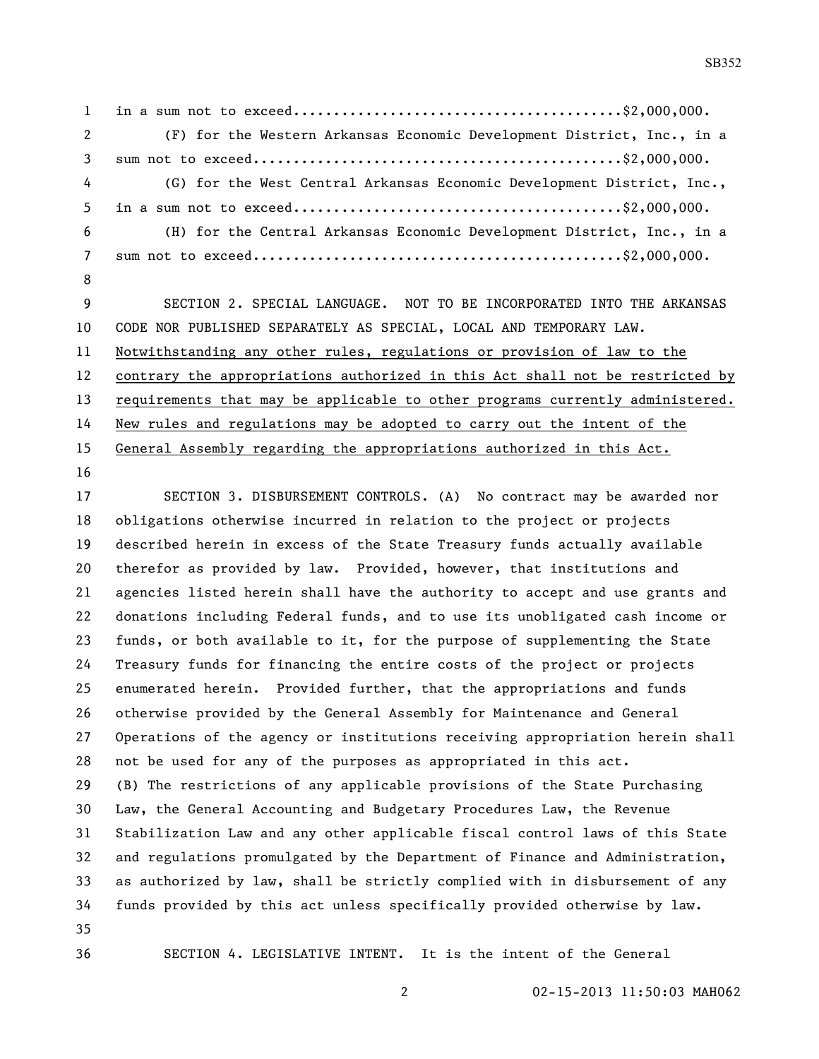in a sum not to exceed........................................$2,000,000.

(F) for the Western Arkansas Economic Development District, Inc., in a sum not to exceed.............................................$2,000,000.

(G) for the West Central Arkansas Economic Development District, Inc., in a sum not to exceed........................................$2,000,000.

(H) for the Central Arkansas Economic Development District, Inc., in a sum not to exceed.............................................$2,000,000.

SECTION 2. SPECIAL LANGUAGE. NOT TO BE INCORPORATED INTO THE ARKANSAS CODE NOR PUBLISHED SEPARATELY AS SPECIAL, LOCAL AND TEMPORARY LAW. <u>Notwithstanding any other rules, regulations or provision of law to the contrary the appropriations authorized in this Act shall not be restricted by requirements that may be applicable to other programs currently administered. New rules and regulations may be adopted to carry out the intent of the General Assembly regarding the appropriations authorized in this Act.</u>

SECTION 3. DISBURSEMENT CONTROLS. (A) No contract may be awarded nor obligations otherwise incurred in relation to the project or projects described herein in excess of the State Treasury funds actually available therefor as provided by law. Provided, however, that institutions and agencies listed herein shall have the authority to accept and use grants and donations including Federal funds, and to use its unobligated cash income or funds, or both available to it, for the purpose of supplementing the State Treasury funds for financing the entire costs of the project or projects enumerated herein. Provided further, that the appropriations and funds otherwise provided by the General Assembly for Maintenance and General Operations of the agency or institutions receiving appropriation herein shall not be used for any of the purposes as appropriated in this act.

(B) The restrictions of any applicable provisions of the State Purchasing Law, the General Accounting and Budgetary Procedures Law, the Revenue Stabilization Law and any other applicable fiscal control laws of this State and regulations promulgated by the Department of Finance and Administration, as authorized by law, shall be strictly complied with in disbursement of any funds provided by this act unless specifically provided otherwise by law.

SECTION 4. LEGISLATIVE INTENT. It is the intent of the General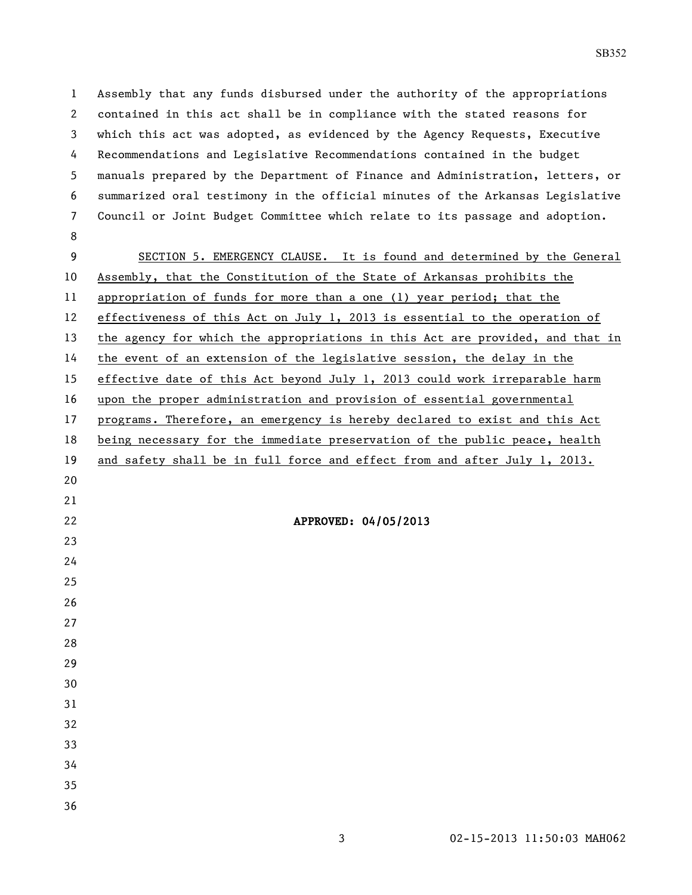Assembly that any funds disbursed under the authority of the appropriations contained in this act shall be in compliance with the stated reasons for which this act was adopted, as evidenced by the Agency Requests, Executive Recommendations and Legislative Recommendations contained in the budget manuals prepared by the Department of Finance and Administration, letters, or summarized oral testimony in the official minutes of the Arkansas Legislative Council or Joint Budget Committee which relate to its passage and adoption.

SECTION 5. EMERGENCY CLAUSE. It is found and determined by the General Assembly, that the Constitution of the State of Arkansas prohibits the appropriation of funds for more than a one (1) year period; that the effectiveness of this Act on July 1, 2013 is essential to the operation of the agency for which the appropriations in this Act are provided, and that in the event of an extension of the legislative session, the delay in the effective date of this Act beyond July 1, 2013 could work irreparable harm upon the proper administration and provision of essential governmental programs. Therefore, an emergency is hereby declared to exist and this Act being necessary for the immediate preservation of the public peace, health and safety shall be in full force and effect from and after July 1, 2013.

**APPROVED: 04/05/2013**